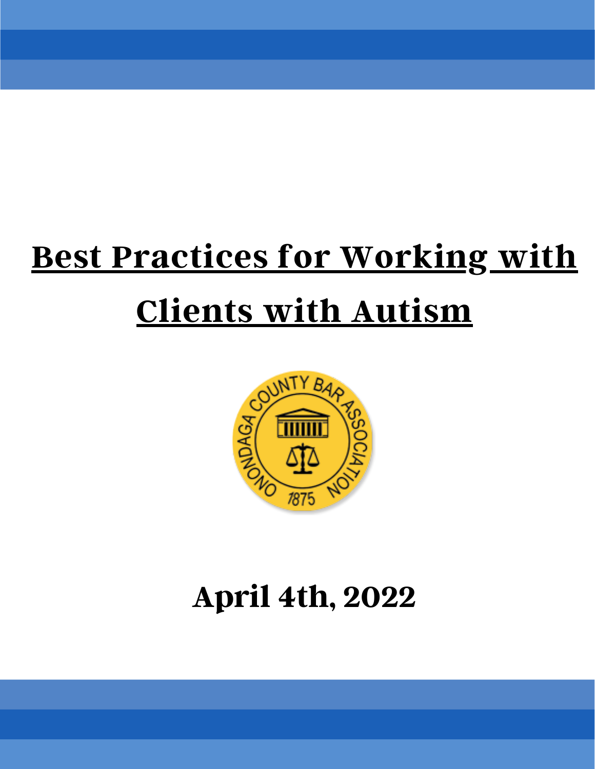# Best Practices for Working with Clients with Autism

## April 4th, 2022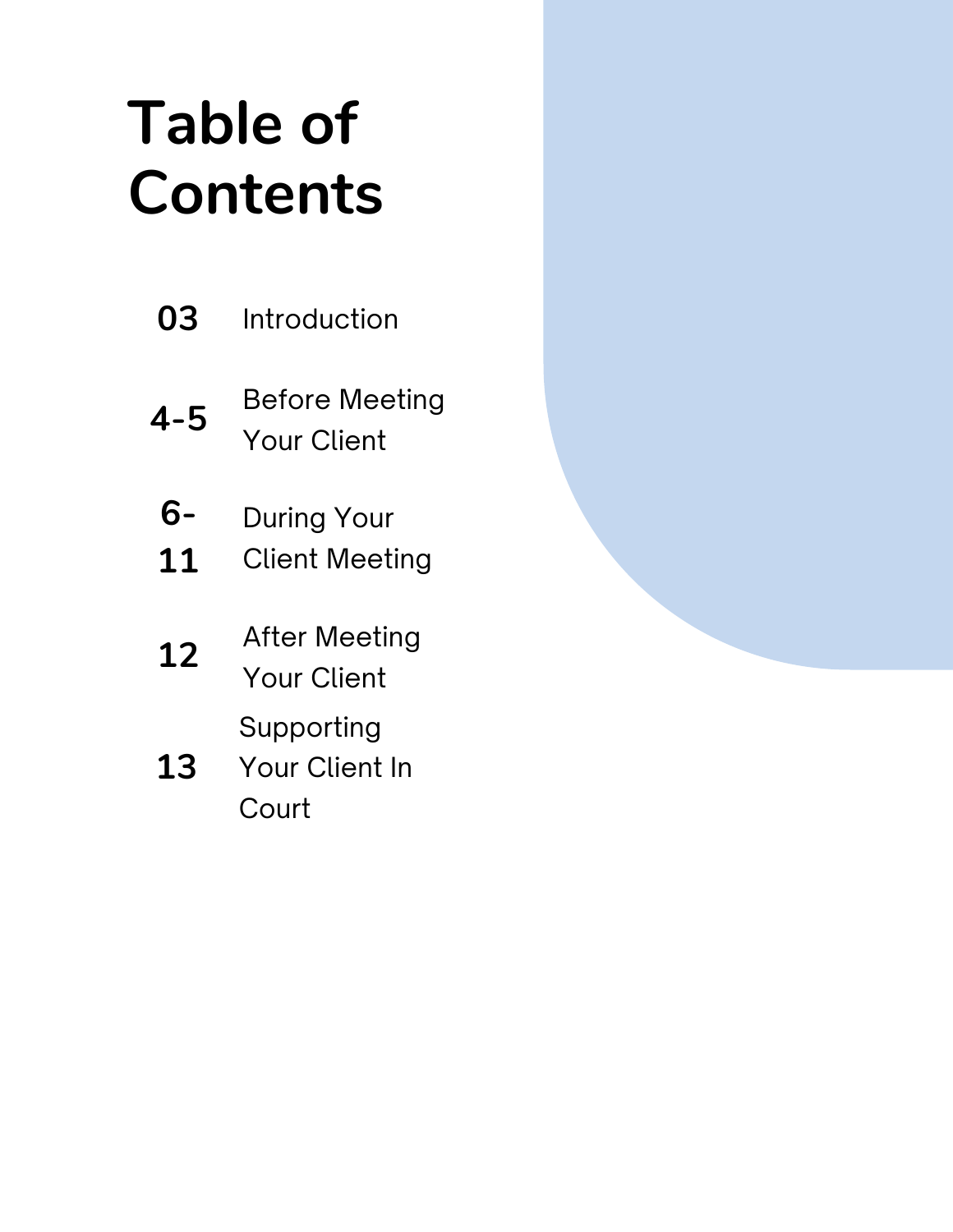# Table of Contents

| | |
|---|---|
| **03** | Introduction |
| **4-5** | Before Meeting Your Client |
| **6-11** | During Your Client Meeting |
| **12** | After Meeting Your Client |
| **13** | Supporting Your Client In Court |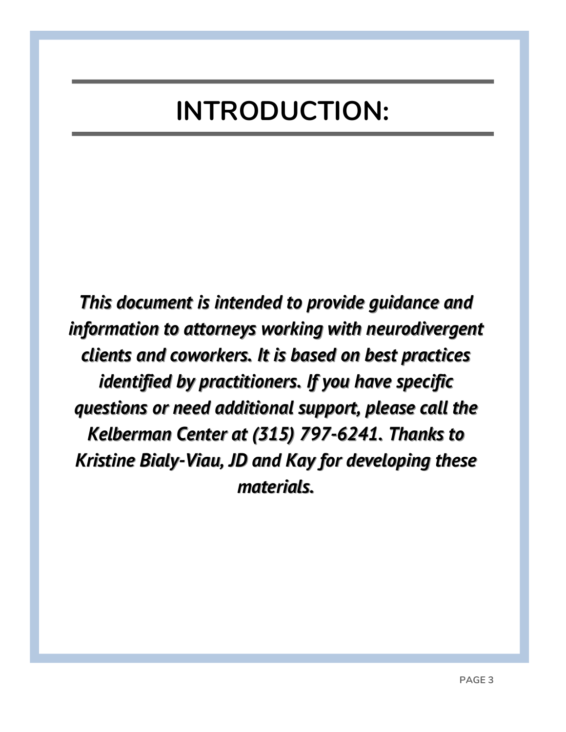# INTRODUCTION:

***This document is intended to provide guidance and information to attorneys working with neurodivergent clients and coworkers. It is based on best practices identified by practitioners. If you have specific questions or need additional support, please call the Kelberman Center at (315) 797-6241. Thanks to Kristine Bialy-Viau, JD and Kay for developing these materials.***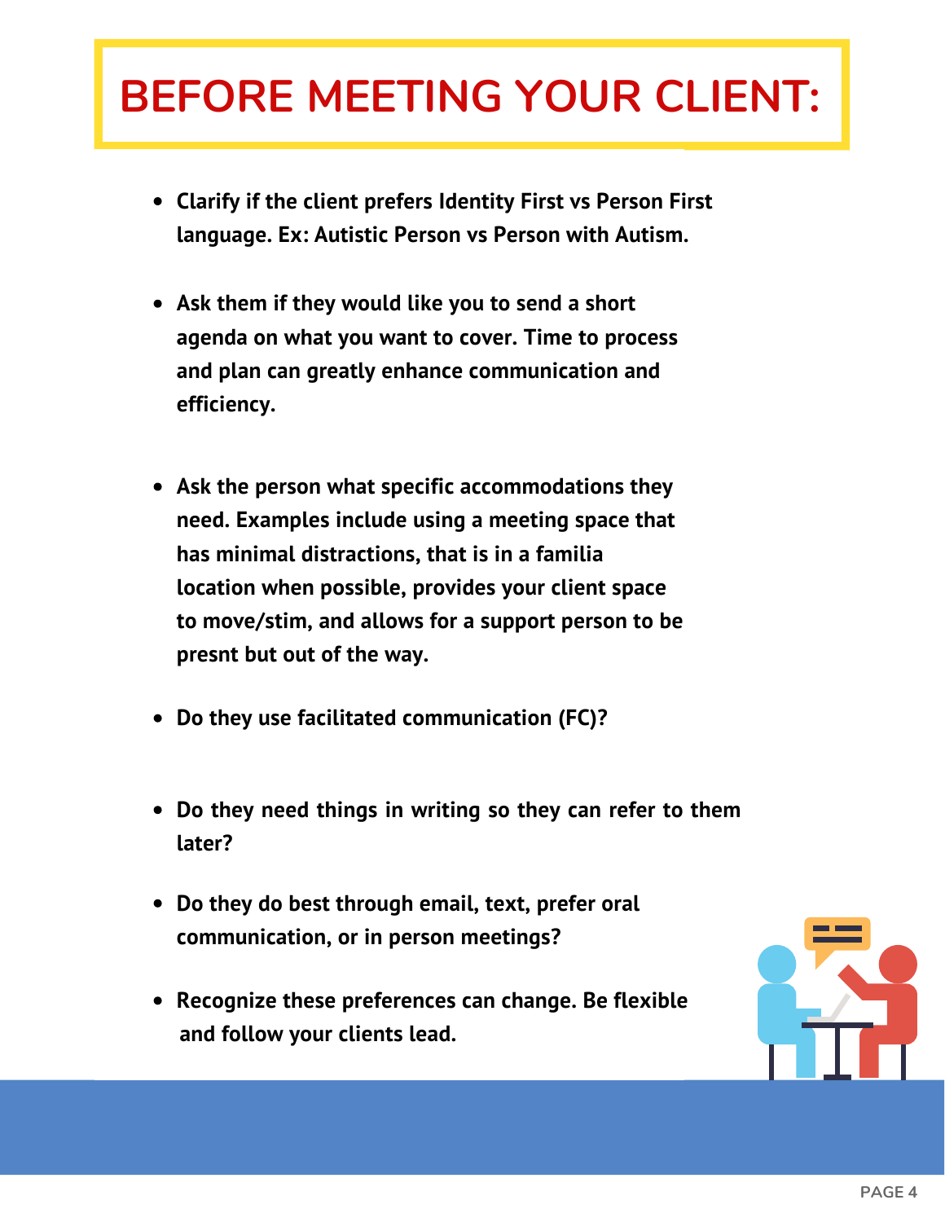# BEFORE MEETING YOUR CLIENT:

- **Clarify if the client prefers Identity First vs Person First language. Ex: Autistic Person vs Person with Autism.**
- **Ask them if they would like you to send a short agenda on what you want to cover. Time to process and plan can greatly enhance communication and efficiency.**
- **Ask the person what specific accommodations they need. Examples include using a meeting space that has minimal distractions, that is in a familia location when possible, provides your client space to move/stim, and allows for a support person to be presnt but out of the way.**
- **Do they use facilitated communication (FC)?**
- **Do they need things in writing so they can refer to them later?**
- **Do they do best through email, text, prefer oral communication, or in person meetings?**
- **Recognize these preferences can change. Be flexible and follow your clients lead.**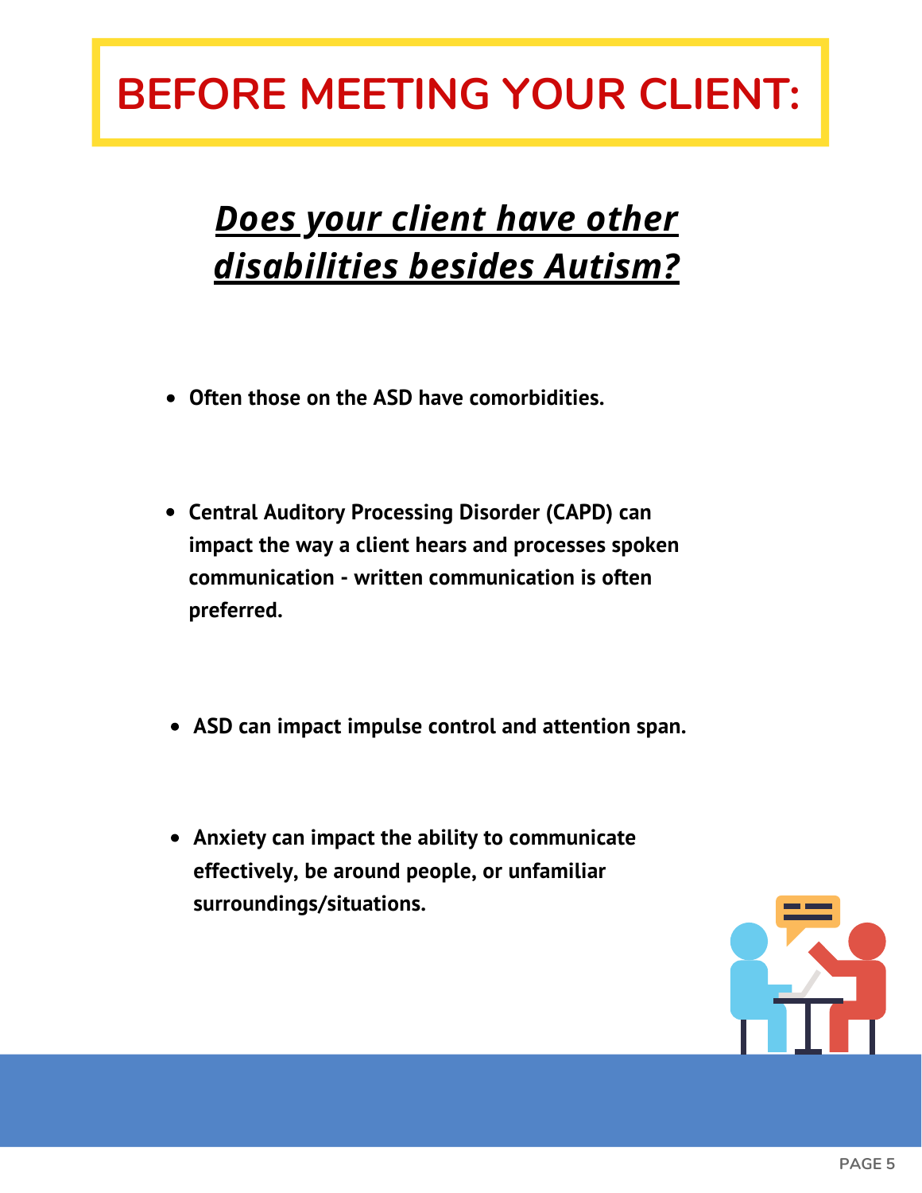# BEFORE MEETING YOUR CLIENT:

## ***Does your client have other disabilities besides Autism?***

- **Often those on the ASD have comorbidities.**

- **Central Auditory Processing Disorder (CAPD) can impact the way a client hears and processes spoken communication - written communication is often preferred.**

- **ASD can impact impulse control and attention span.**

- **Anxiety can impact the ability to communicate effectively, be around people, or unfamiliar surroundings/situations.**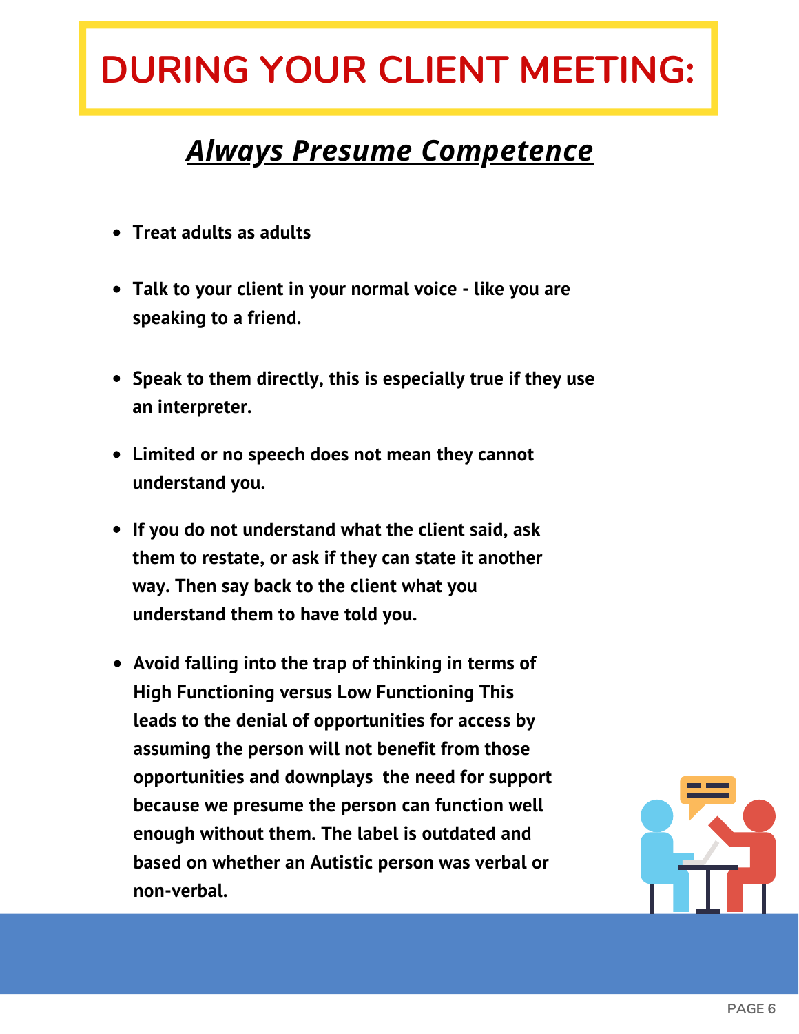# DURING YOUR CLIENT MEETING:

## ***Always Presume Competence***

- **Treat adults as adults**
- **Talk to your client in your normal voice - like you are speaking to a friend.**
- **Speak to them directly, this is especially true if they use an interpreter.**
- **Limited or no speech does not mean they cannot understand you.**
- **If you do not understand what the client said, ask them to restate, or ask if they can state it another way. Then say back to the client what you understand them to have told you.**
- **Avoid falling into the trap of thinking in terms of High Functioning versus Low Functioning This leads to the denial of opportunities for access by assuming the person will not benefit from those opportunities and downplays the need for support because we presume the person can function well enough without them. The label is outdated and based on whether an Autistic person was verbal or non-verbal.**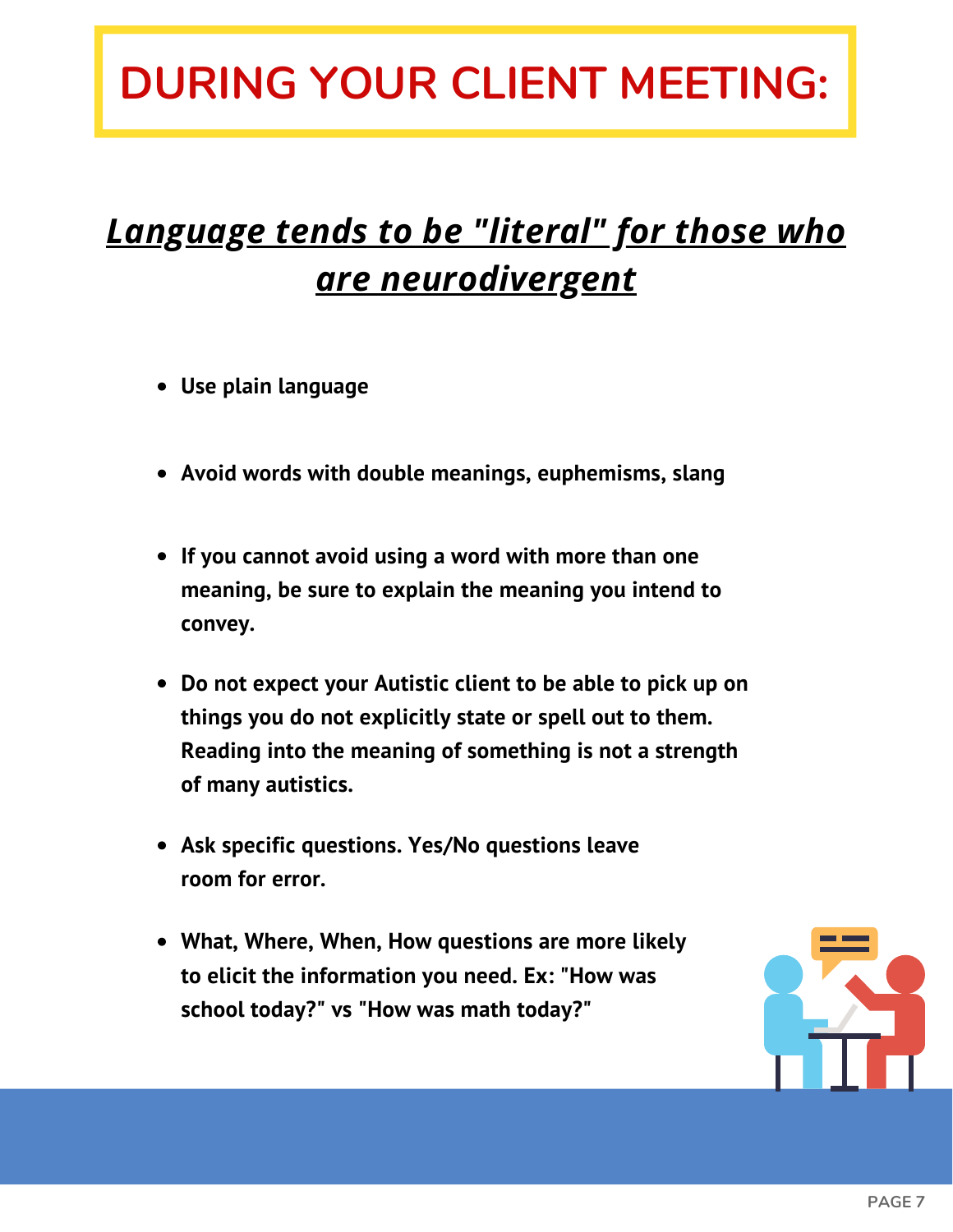# DURING YOUR CLIENT MEETING:

## ***Language tends to be "literal" for those who are neurodivergent***

- **Use plain language**
- **Avoid words with double meanings, euphemisms, slang**
- **If you cannot avoid using a word with more than one meaning, be sure to explain the meaning you intend to convey.**
- **Do not expect your Autistic client to be able to pick up on things you do not explicitly state or spell out to them. Reading into the meaning of something is not a strength of many autistics.**
- **Ask specific questions. Yes/No questions leave room for error.**
- **What, Where, When, How questions are more likely to elicit the information you need. Ex: "How was school today?" vs "How was math today?"**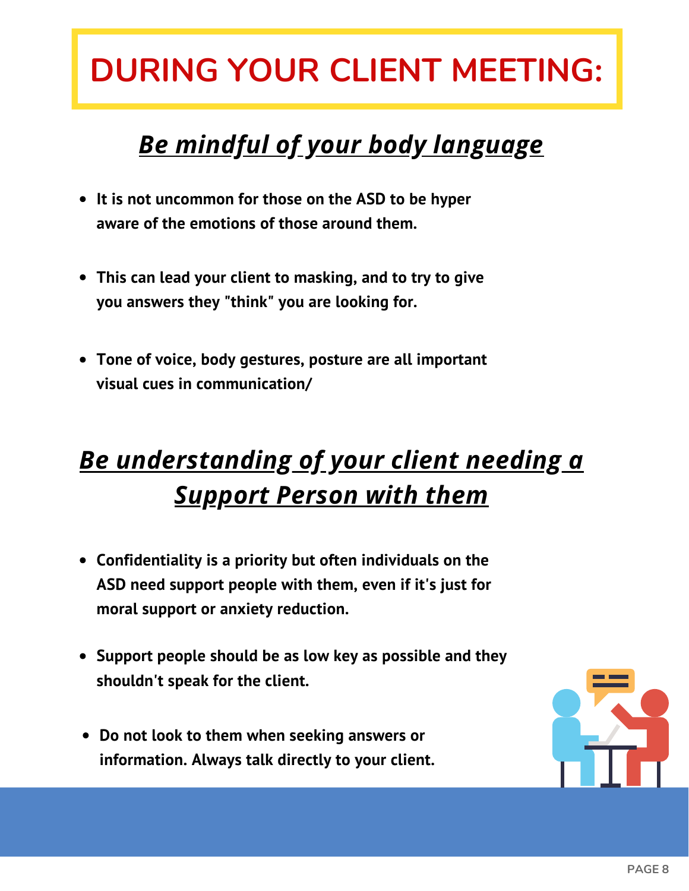# DURING YOUR CLIENT MEETING:

## ***Be mindful of your body language***

- **It is not uncommon for those on the ASD to be hyper aware of the emotions of those around them.**
- **This can lead your client to masking, and to try to give you answers they "think" you are looking for.**
- **Tone of voice, body gestures, posture are all important visual cues in communication/**

## ***Be understanding of your client needing a Support Person with them***

- **Confidentiality is a priority but often individuals on the ASD need support people with them, even if it's just for moral support or anxiety reduction.**
- **Support people should be as low key as possible and they shouldn't speak for the client.**
- **Do not look to them when seeking answers or information. Always talk directly to your client.**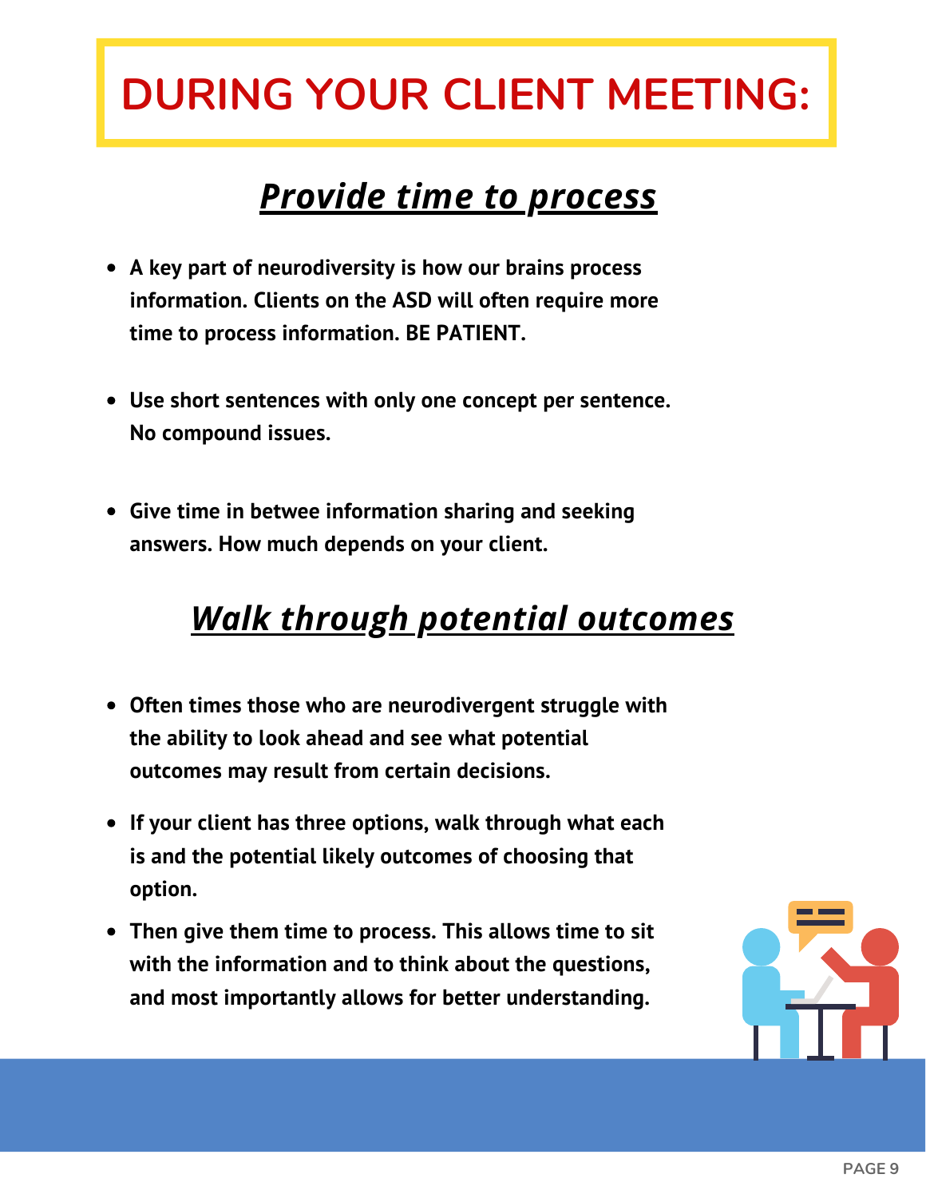# DURING YOUR CLIENT MEETING:

## ***Provide time to process***

- **A key part of neurodiversity is how our brains process information. Clients on the ASD will often require more time to process information. BE PATIENT.**
- **Use short sentences with only one concept per sentence. No compound issues.**
- **Give time in betwee information sharing and seeking answers. How much depends on your client.**

## ***Walk through potential outcomes***

- **Often times those who are neurodivergent struggle with the ability to look ahead and see what potential outcomes may result from certain decisions.**
- **If your client has three options, walk through what each is and the potential likely outcomes of choosing that option.**
- **Then give them time to process. This allows time to sit with the information and to think about the questions, and most importantly allows for better understanding.**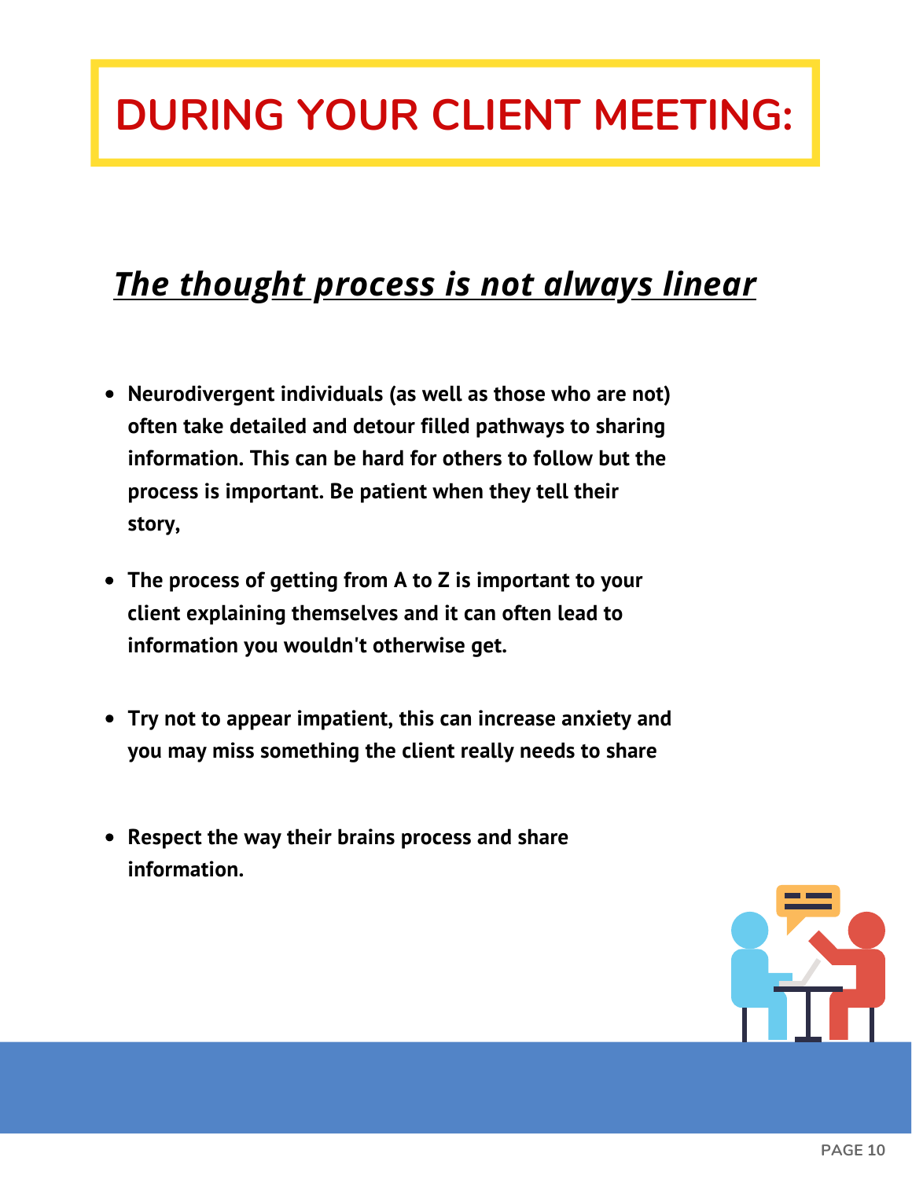# DURING YOUR CLIENT MEETING:

## ***The thought process is not always linear***

- **Neurodivergent individuals (as well as those who are not) often take detailed and detour filled pathways to sharing information. This can be hard for others to follow but the process is important. Be patient when they tell their story,**
- **The process of getting from A to Z is important to your client explaining themselves and it can often lead to information you wouldn't otherwise get.**
- **Try not to appear impatient, this can increase anxiety and you may miss something the client really needs to share**
- **Respect the way their brains process and share information.**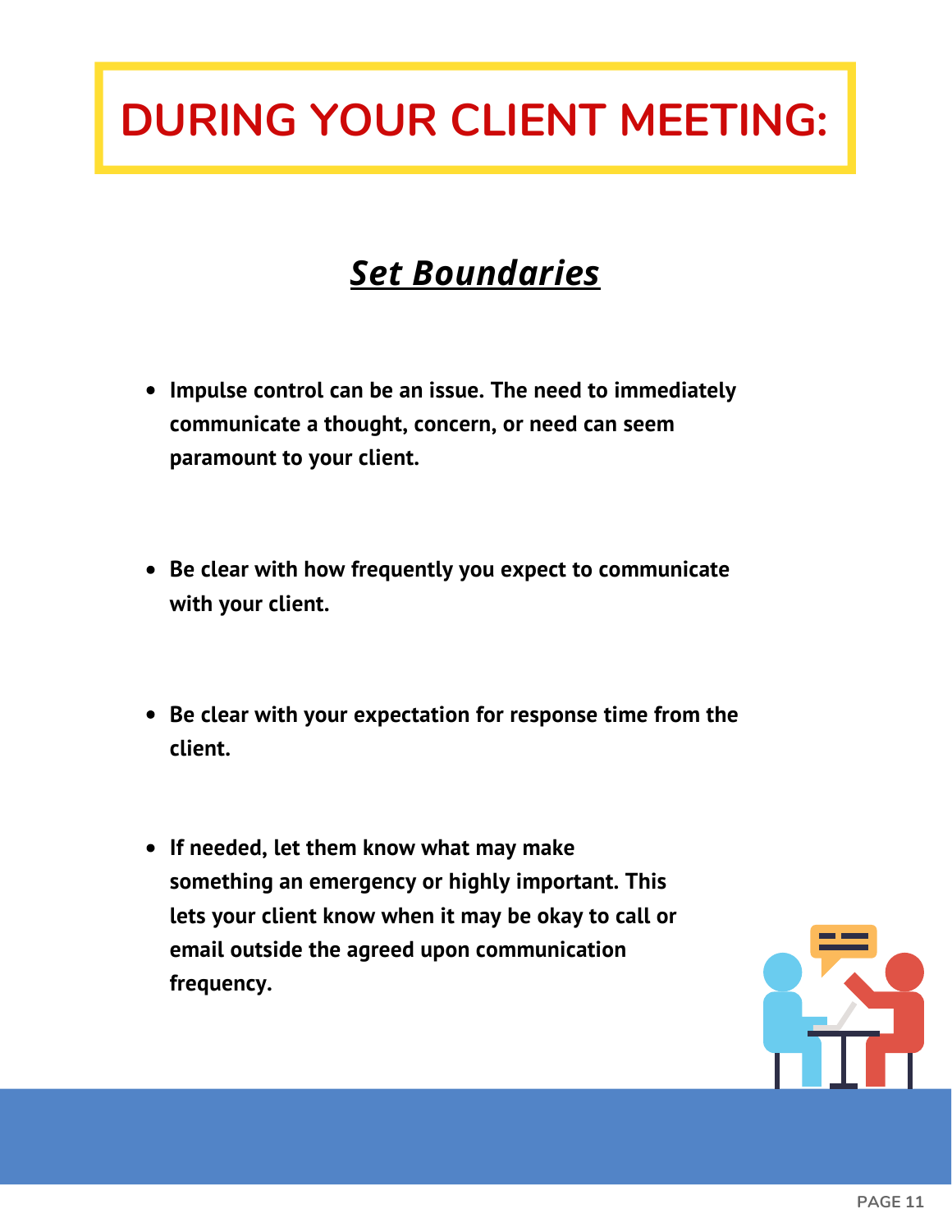# DURING YOUR CLIENT MEETING:

## ***Set Boundaries***

- **Impulse control can be an issue. The need to immediately communicate a thought, concern, or need can seem paramount to your client.**

- **Be clear with how frequently you expect to communicate with your client.**

- **Be clear with your expectation for response time from the client.**

- **If needed, let them know what may make something an emergency or highly important. This lets your client know when it may be okay to call or email outside the agreed upon communication frequency.**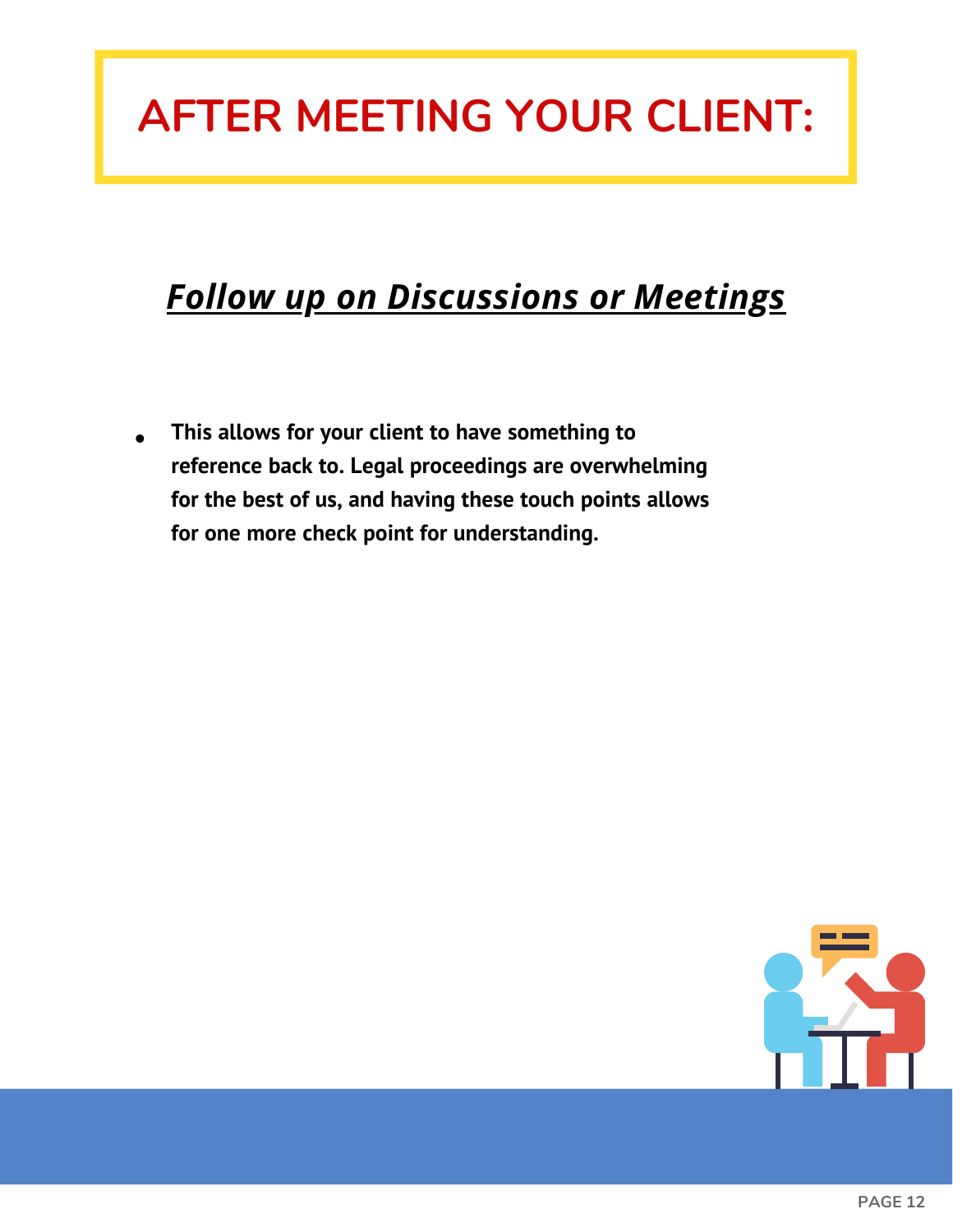# AFTER MEETING YOUR CLIENT:

## ***Follow up on Discussions or Meetings***

- **This allows for your client to have something to reference back to. Legal proceedings are overwhelming for the best of us, and having these touch points allows for one more check point for understanding.**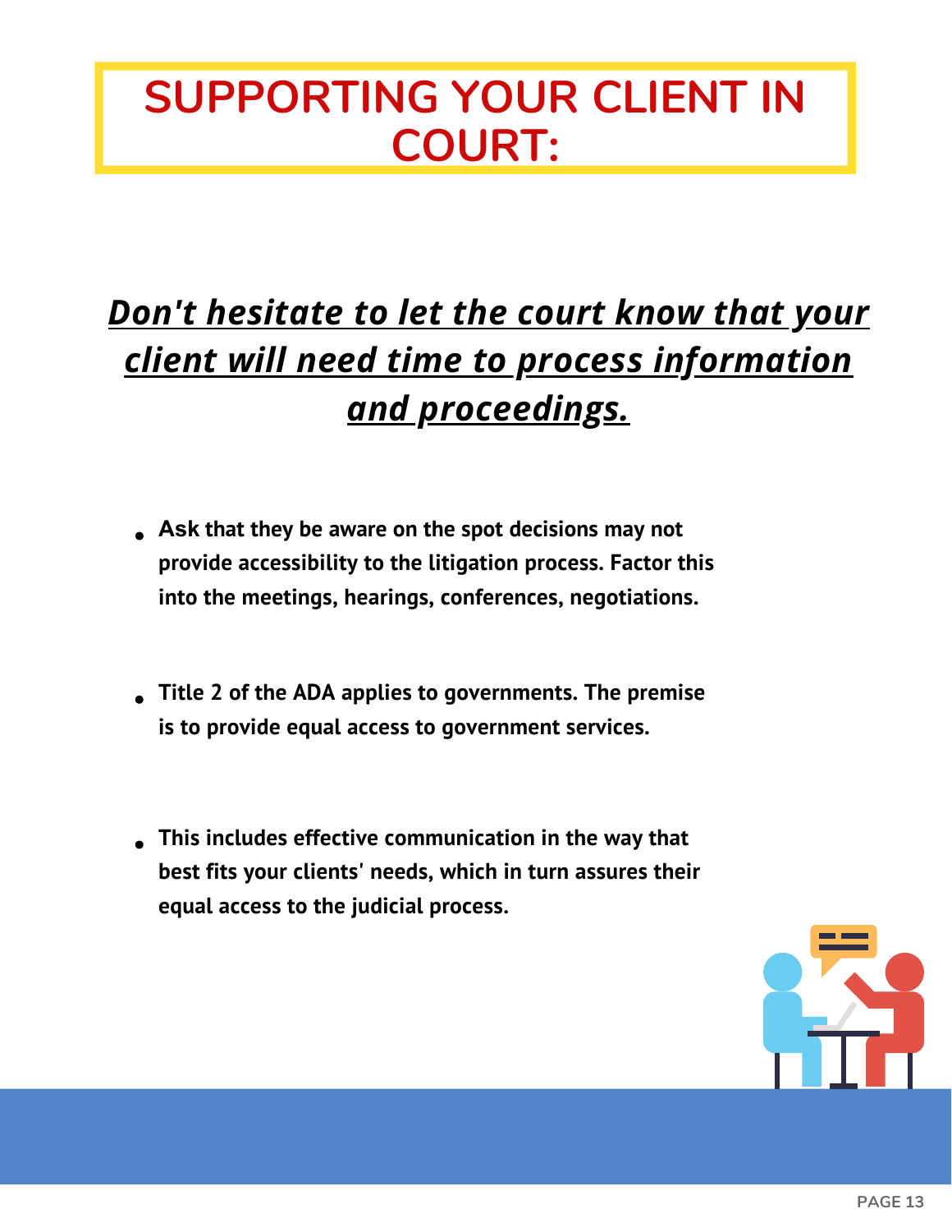# SUPPORTING YOUR CLIENT IN COURT:

## ***Don't hesitate to let the court know that your client will need time to process information and proceedings.***

- **Ask that they be aware on the spot decisions may not provide accessibility to the litigation process. Factor this into the meetings, hearings, conferences, negotiations.**

- **Title 2 of the ADA applies to governments. The premise is to provide equal access to government services.**

- **This includes effective communication in the way that best fits your clients' needs, which in turn assures their equal access to the judicial process.**